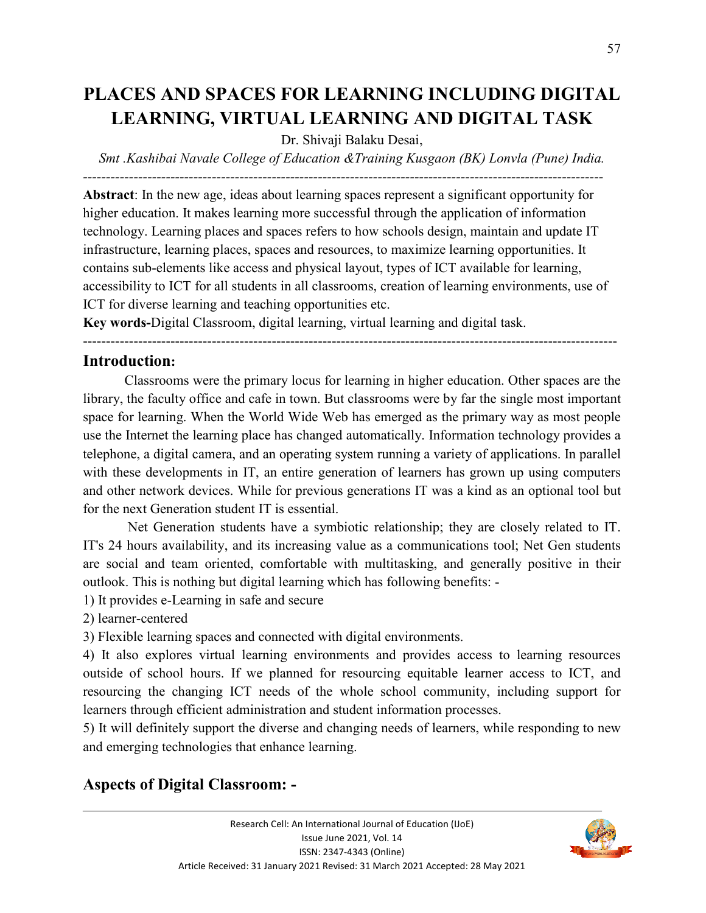# PLACES AND SPACES FOR LEARNING INCLUDING DIGITAL LEARNING, VIRTUAL LEARNING AND DIGITAL TASK

Dr. Shivaji Balaku Desai,

*Smt .Kashibai Navale College of Education &Training Kusgaon (BK) Lonvla (Pune) India.*

---

**Abstract**: In the new age, ideas about learning spaces represent a significant opportunity for higher education. It makes learning more successful through the application of information technology. Learning places and spaces refers to how schools design, maintain and update IT infrastructure, learning places, spaces and resources, to maximize learning opportunities. It contains sub-elements like access and physical layout, types of ICT available for learning, accessibility to ICT for all students in all classrooms, creation of learning environments, use of ICT for diverse learning and teaching opportunities etc.

**Key words-**Digital Classroom, digital learning, virtual learning and digital task.

---

## Introduction:

Classrooms were the primary locus for learning in higher education. Other spaces are the library, the faculty office and cafe in town. But classrooms were by far the single most important space for learning. When the World Wide Web has emerged as the primary way as most people use the Internet the learning place has changed automatically. Information technology provides a telephone, a digital camera, and an operating system running a variety of applications. In parallel with these developments in IT, an entire generation of learners has grown up using computers and other network devices. While for previous generations IT was a kind as an optional tool but for the next Generation student IT is essential.

Net Generation students have a symbiotic relationship; they are closely related to IT. IT's 24 hours availability, and its increasing value as a communications tool; Net Gen students are social and team oriented, comfortable with multitasking, and generally positive in their outlook. This is nothing but digital learning which has following benefits: -

1) It provides e-Learning in safe and secure

2) learner-centered

3) Flexible learning spaces and connected with digital environments.

4) It also explores virtual learning environments and provides access to learning resources outside of school hours. If we planned for resourcing equitable learner access to ICT, and resourcing the changing ICT needs of the whole school community, including support for learners through efficient administration and student information processes.

5) It will definitely support the diverse and changing needs of learners, while responding to new and emerging technologies that enhance learning.

## Aspects of Digital Classroom: -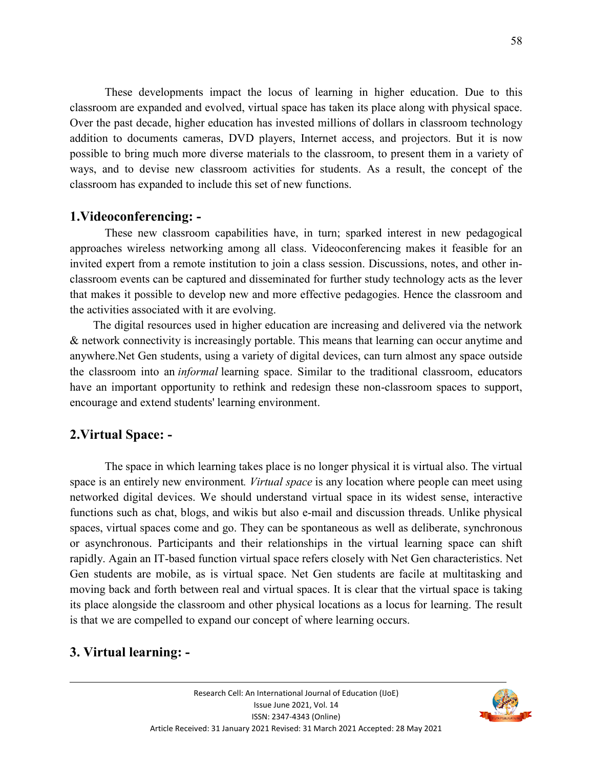These developments impact the locus of learning in higher education. Due to this classroom are expanded and evolved, virtual space has taken its place along with physical space. Over the past decade, higher education has invested millions of dollars in classroom technology addition to documents cameras, DVD players, Internet access, and projectors. But it is now possible to bring much more diverse materials to the classroom, to present them in a variety of ways, and to devise new classroom activities for students. As a result, the concept of the classroom has expanded to include this set of new functions.

## 1.Videoconferencing: -

These new classroom capabilities have, in turn; sparked interest in new pedagogical approaches wireless networking among all class. Videoconferencing makes it feasible for an invited expert from a remote institution to join a class session. Discussions, notes, and other in-classroom events can be captured and disseminated for further study technology acts as the lever that makes it possible to develop new and more effective pedagogies. Hence the classroom and the activities associated with it are evolving.

The digital resources used in higher education are increasing and delivered via the network & network connectivity is increasingly portable. This means that learning can occur anytime and anywhere.Net Gen students, using a variety of digital devices, can turn almost any space outside the classroom into an *informal* learning space. Similar to the traditional classroom, educators have an important opportunity to rethink and redesign these non-classroom spaces to support, encourage and extend students' learning environment.

## 2.Virtual Space: -

The space in which learning takes place is no longer physical it is virtual also. The virtual space is an entirely new environment. *Virtual space* is any location where people can meet using networked digital devices. We should understand virtual space in its widest sense, interactive functions such as chat, blogs, and wikis but also e-mail and discussion threads. Unlike physical spaces, virtual spaces come and go. They can be spontaneous as well as deliberate, synchronous or asynchronous. Participants and their relationships in the virtual learning space can shift rapidly. Again an IT-based function virtual space refers closely with Net Gen characteristics. Net Gen students are mobile, as is virtual space. Net Gen students are facile at multitasking and moving back and forth between real and virtual spaces. It is clear that the virtual space is taking its place alongside the classroom and other physical locations as a locus for learning. The result is that we are compelled to expand our concept of where learning occurs.

## 3. Virtual learning: -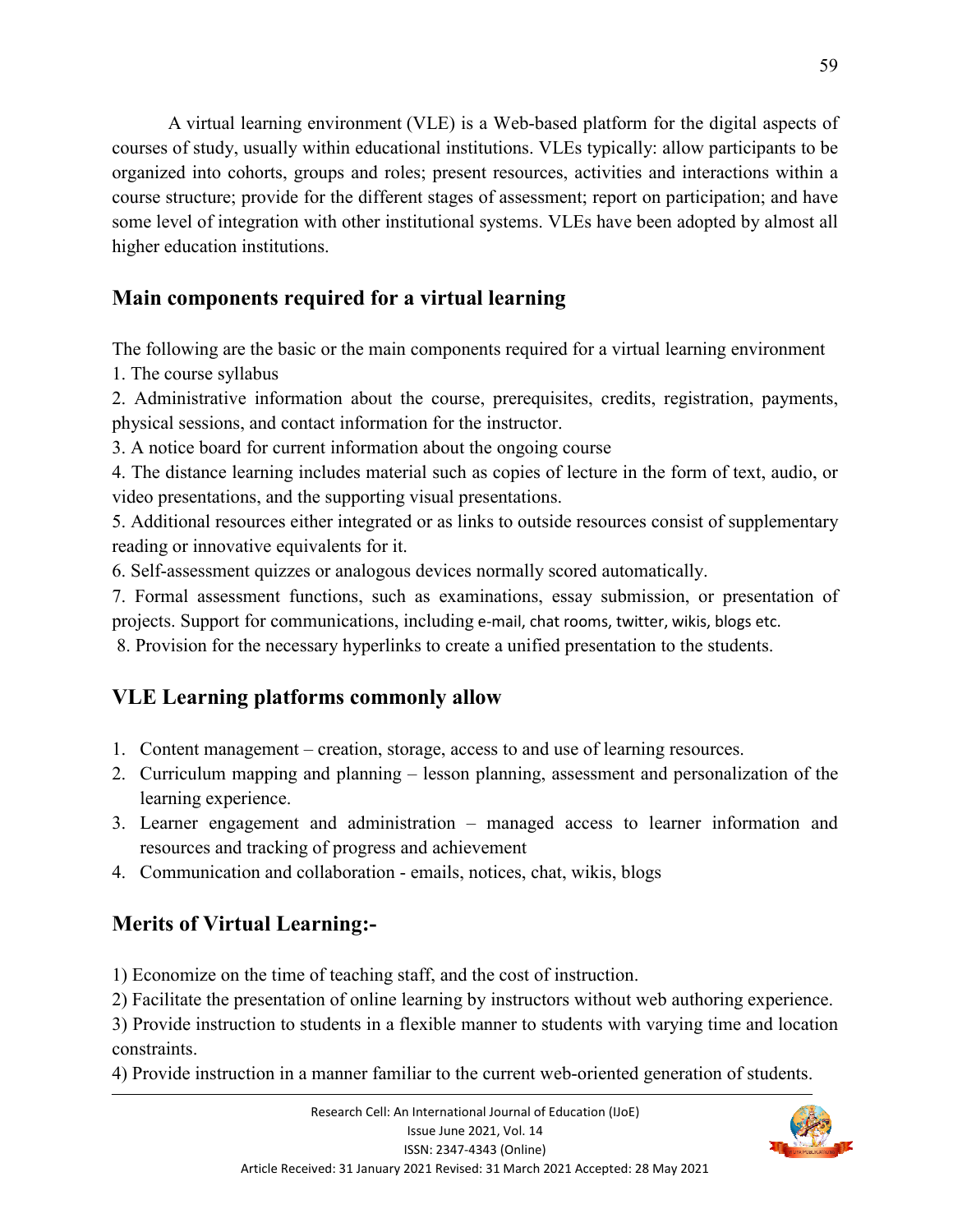A virtual learning environment (VLE) is a Web-based platform for the digital aspects of courses of study, usually within educational institutions. VLEs typically: allow participants to be organized into cohorts, groups and roles; present resources, activities and interactions within a course structure; provide for the different stages of assessment; report on participation; and have some level of integration with other institutional systems. VLEs have been adopted by almost all higher education institutions.

## Main components required for a virtual learning

The following are the basic or the main components required for a virtual learning environment

1. The course syllabus
2. Administrative information about the course, prerequisites, credits, registration, payments, physical sessions, and contact information for the instructor.
3. A notice board for current information about the ongoing course
4. The distance learning includes material such as copies of lecture in the form of text, audio, or video presentations, and the supporting visual presentations.
5. Additional resources either integrated or as links to outside resources consist of supplementary reading or innovative equivalents for it.
6. Self-assessment quizzes or analogous devices normally scored automatically.
7. Formal assessment functions, such as examinations, essay submission, or presentation of projects. Support for communications, including e-mail, chat rooms, twitter, wikis, blogs etc.
8. Provision for the necessary hyperlinks to create a unified presentation to the students.

## VLE Learning platforms commonly allow

1. Content management – creation, storage, access to and use of learning resources.
2. Curriculum mapping and planning – lesson planning, assessment and personalization of the learning experience.
3. Learner engagement and administration – managed access to learner information and resources and tracking of progress and achievement
4. Communication and collaboration - emails, notices, chat, wikis, blogs

## Merits of Virtual Learning:-

1) Economize on the time of teaching staff, and the cost of instruction.

2) Facilitate the presentation of online learning by instructors without web authoring experience.

3) Provide instruction to students in a flexible manner to students with varying time and location constraints.

4) Provide instruction in a manner familiar to the current web-oriented generation of students.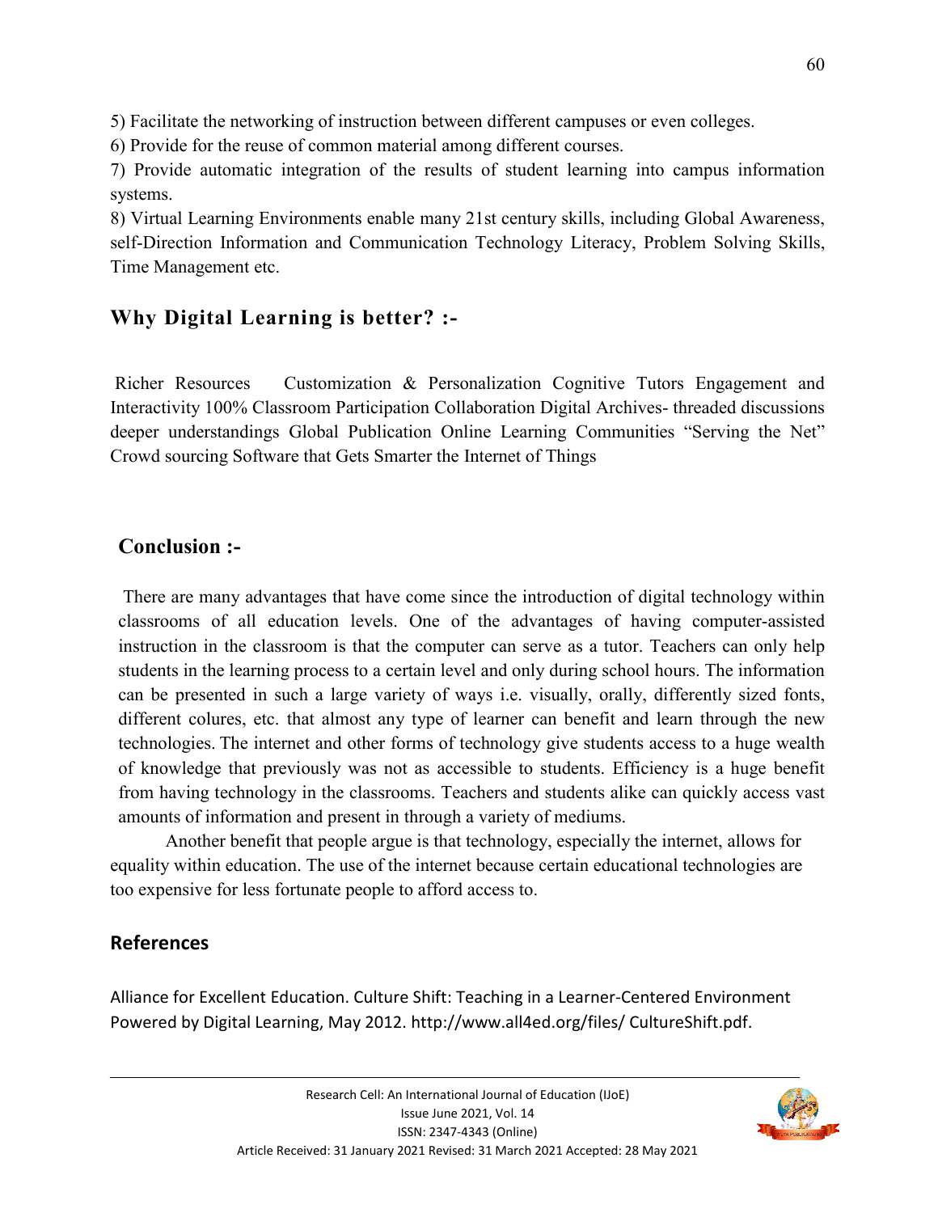5) Facilitate the networking of instruction between different campuses or even colleges.

6) Provide for the reuse of common material among different courses.

7) Provide automatic integration of the results of student learning into campus information systems.

8) Virtual Learning Environments enable many 21st century skills, including Global Awareness, self-Direction Information and Communication Technology Literacy, Problem Solving Skills, Time Management etc.

## Why Digital Learning is better? :-

Richer Resources Customization & Personalization Cognitive Tutors Engagement and Interactivity 100% Classroom Participation Collaboration Digital Archives- threaded discussions deeper understandings Global Publication Online Learning Communities "Serving the Net" Crowd sourcing Software that Gets Smarter the Internet of Things

## Conclusion :-

There are many advantages that have come since the introduction of digital technology within classrooms of all education levels. One of the advantages of having computer-assisted instruction in the classroom is that the computer can serve as a tutor. Teachers can only help students in the learning process to a certain level and only during school hours. The information can be presented in such a large variety of ways i.e. visually, orally, differently sized fonts, different colures, etc. that almost any type of learner can benefit and learn through the new technologies. The internet and other forms of technology give students access to a huge wealth of knowledge that previously was not as accessible to students. Efficiency is a huge benefit from having technology in the classrooms. Teachers and students alike can quickly access vast amounts of information and present in through a variety of mediums.

Another benefit that people argue is that technology, especially the internet, allows for equality within education. The use of the internet because certain educational technologies are too expensive for less fortunate people to afford access to.

## References

Alliance for Excellent Education. Culture Shift: Teaching in a Learner-Centered Environment Powered by Digital Learning, May 2012. http://www.all4ed.org/files/ CultureShift.pdf.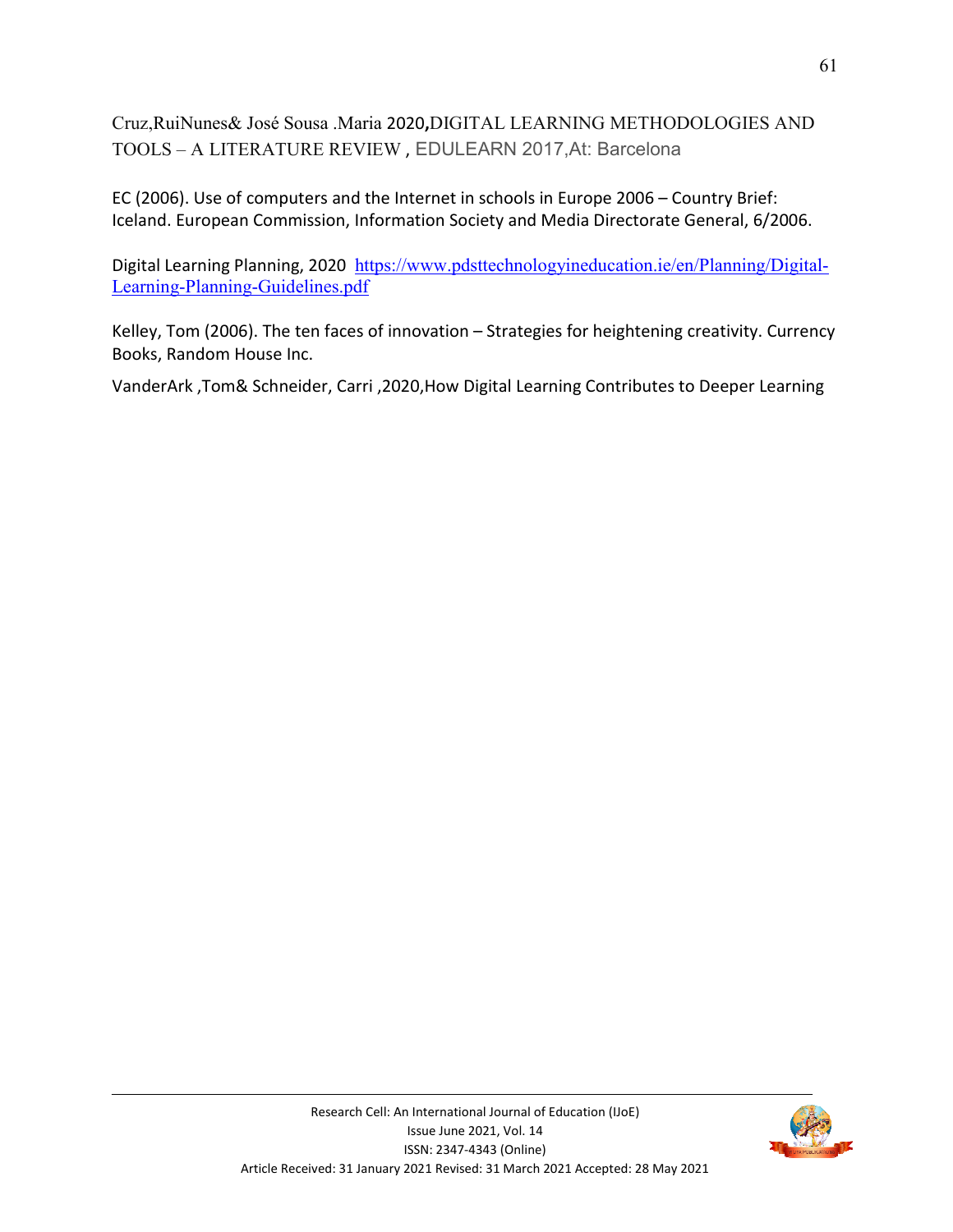Cruz,RuiNunes& José Sousa .Maria 2020,DIGITAL LEARNING METHODOLOGIES AND TOOLS – A LITERATURE REVIEW , EDULEARN 2017,At: Barcelona

EC (2006). Use of computers and the Internet in schools in Europe 2006 – Country Brief: Iceland. European Commission, Information Society and Media Directorate General, 6/2006.

Digital Learning Planning, 2020 https://www.pdsttechnologyineducation.ie/en/Planning/Digital-Learning-Planning-Guidelines.pdf

Kelley, Tom (2006). The ten faces of innovation – Strategies for heightening creativity. Currency Books, Random House Inc.

VanderArk ,Tom& Schneider, Carri ,2020,How Digital Learning Contributes to Deeper Learning